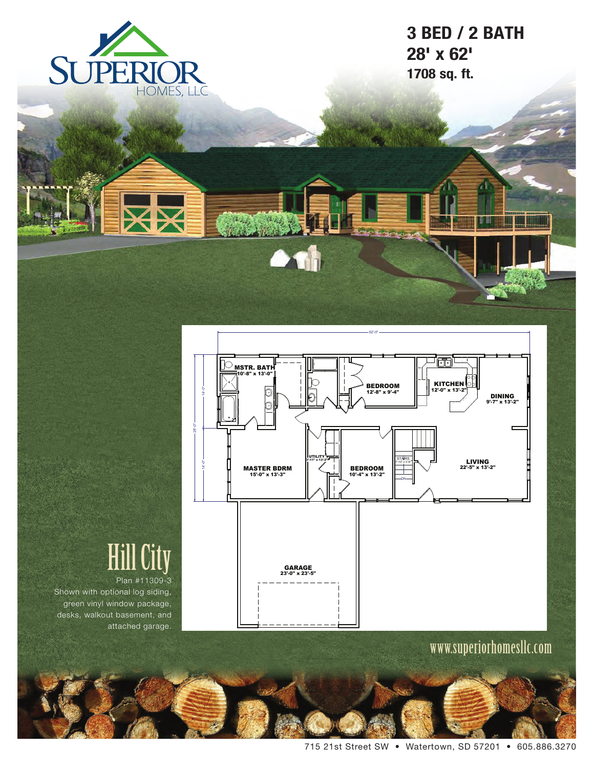SUPERIOR HOMES, LLC

# 3 BED / 2 BATH

## 28' x 62'

**1708 sq. ft.**

62'-0"

28'-0"

14'-0"

14'-0"

MSTR. BATH
10'-8" x 13'-0"

BEDROOM
12'-8" x 9'-4"

KITCHEN
12'-0" x 13'-2"

DINING
9'-7" x 13'-2"

MASTER BDRM
15'-0" x 13'-3"

UTILITY

BEDROOM
10'-4" x 13'-2"

STAIRS

DN

LIVING
22'-5" x 13'-2"

GARAGE
23'-0" x 23'-5"

# Hill City

Plan #11309-3

Shown with optional log siding, green vinyl window package, desks, walkout basement, and attached garage.

www.superiorhomesllc.com

715 21st Street SW • Watertown, SD 57201 • 605.886.3270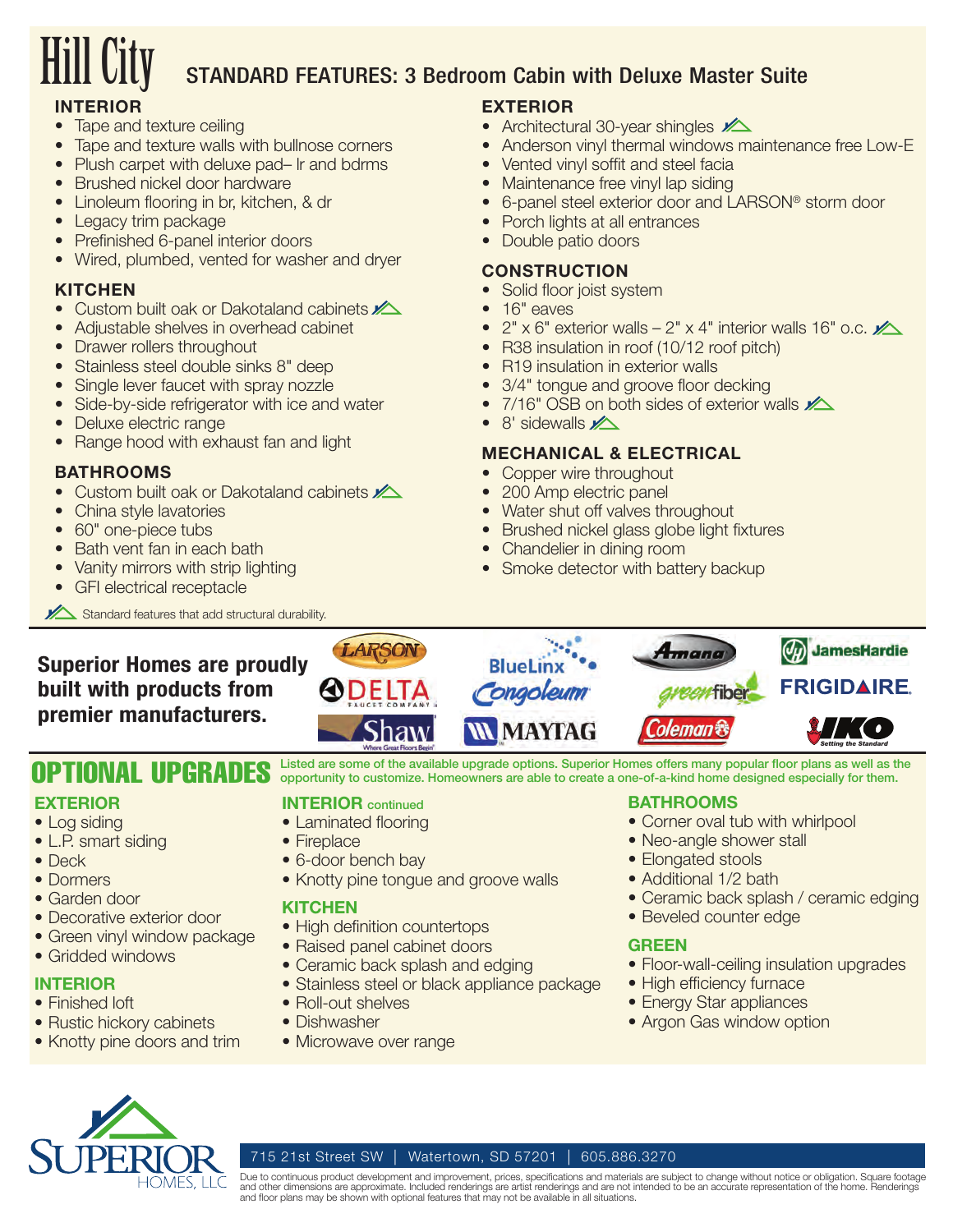# Hill City

## STANDARD FEATURES: 3 Bedroom Cabin with Deluxe Master Suite

### INTERIOR

- Tape and texture ceiling
- Tape and texture walls with bullnose corners
- Plush carpet with deluxe pad– lr and bdrms
- Brushed nickel door hardware
- Linoleum flooring in br, kitchen, & dr
- Legacy trim package
- Prefinished 6-panel interior doors
- Wired, plumbed, vented for washer and dryer

### KITCHEN

- Custom built oak or Dakotaland cabinets ✓
- Adjustable shelves in overhead cabinet
- Drawer rollers throughout
- Stainless steel double sinks 8" deep
- Single lever faucet with spray nozzle
- Side-by-side refrigerator with ice and water
- Deluxe electric range
- Range hood with exhaust fan and light

### BATHROOMS

- Custom built oak or Dakotaland cabinets ✓
- China style lavatories
- 60" one-piece tubs
- Bath vent fan in each bath
- Vanity mirrors with strip lighting
- GFI electrical receptacle

✓ Standard features that add structural durability.

### EXTERIOR

- Architectural 30-year shingles ✓
- Anderson vinyl thermal windows maintenance free Low-E
- Vented vinyl soffit and steel facia
- Maintenance free vinyl lap siding
- 6-panel steel exterior door and LARSON® storm door
- Porch lights at all entrances
- Double patio doors

### CONSTRUCTION

- Solid floor joist system
- 16" eaves
- 2" x 6" exterior walls – 2" x 4" interior walls 16" o.c. ✓
- R38 insulation in roof (10/12 roof pitch)
- R19 insulation in exterior walls
- 3/4" tongue and groove floor decking
- 7/16" OSB on both sides of exterior walls ✓
- 8' sidewalls ✓

### MECHANICAL & ELECTRICAL

- Copper wire throughout
- 200 Amp electric panel
- Water shut off valves throughout
- Brushed nickel glass globe light fixtures
- Chandelier in dining room
- Smoke detector with battery backup

**Superior Homes are proudly built with products from premier manufacturers.**

LARSON · BlueLinx · Amana · JamesHardie · DELTA Faucet Company · Congoleum · greenfiber · FRIGIDAIRE · Shaw Where Great Floors Begin · MAYTAG · Coleman · IKO Setting the Standard

## OPTIONAL UPGRADES

**Listed are some of the available upgrade options. Superior Homes offers many popular floor plans as well as the opportunity to customize. Homeowners are able to create a one-of-a-kind home designed especially for them.**

### EXTERIOR

- Log siding
- L.P. smart siding
- Deck
- Dormers
- Garden door
- Decorative exterior door
- Green vinyl window package
- Gridded windows

### INTERIOR

- Finished loft
- Rustic hickory cabinets
- Knotty pine doors and trim

### INTERIOR continued

- Laminated flooring
- Fireplace
- 6-door bench bay
- Knotty pine tongue and groove walls

### KITCHEN

- High definition countertops
- Raised panel cabinet doors
- Ceramic back splash and edging
- Stainless steel or black appliance package
- Roll-out shelves
- Dishwasher
- Microwave over range

### BATHROOMS

- Corner oval tub with whirlpool
- Neo-angle shower stall
- Elongated stools
- Additional 1/2 bath
- Ceramic back splash / ceramic edging
- Beveled counter edge

### GREEN

- Floor-wall-ceiling insulation upgrades
- High efficiency furnace
- Energy Star appliances
- Argon Gas window option

SUPERIOR HOMES, LLC

715 21st Street SW | Watertown, SD 57201 | 605.886.3270

Due to continuous product development and improvement, prices, specifications and materials are subject to change without notice or obligation. Square footage and other dimensions are approximate. Included renderings are artist renderings and are not intended to be an accurate representation of the home. Renderings and floor plans may be shown with optional features that may not be available in all situations.